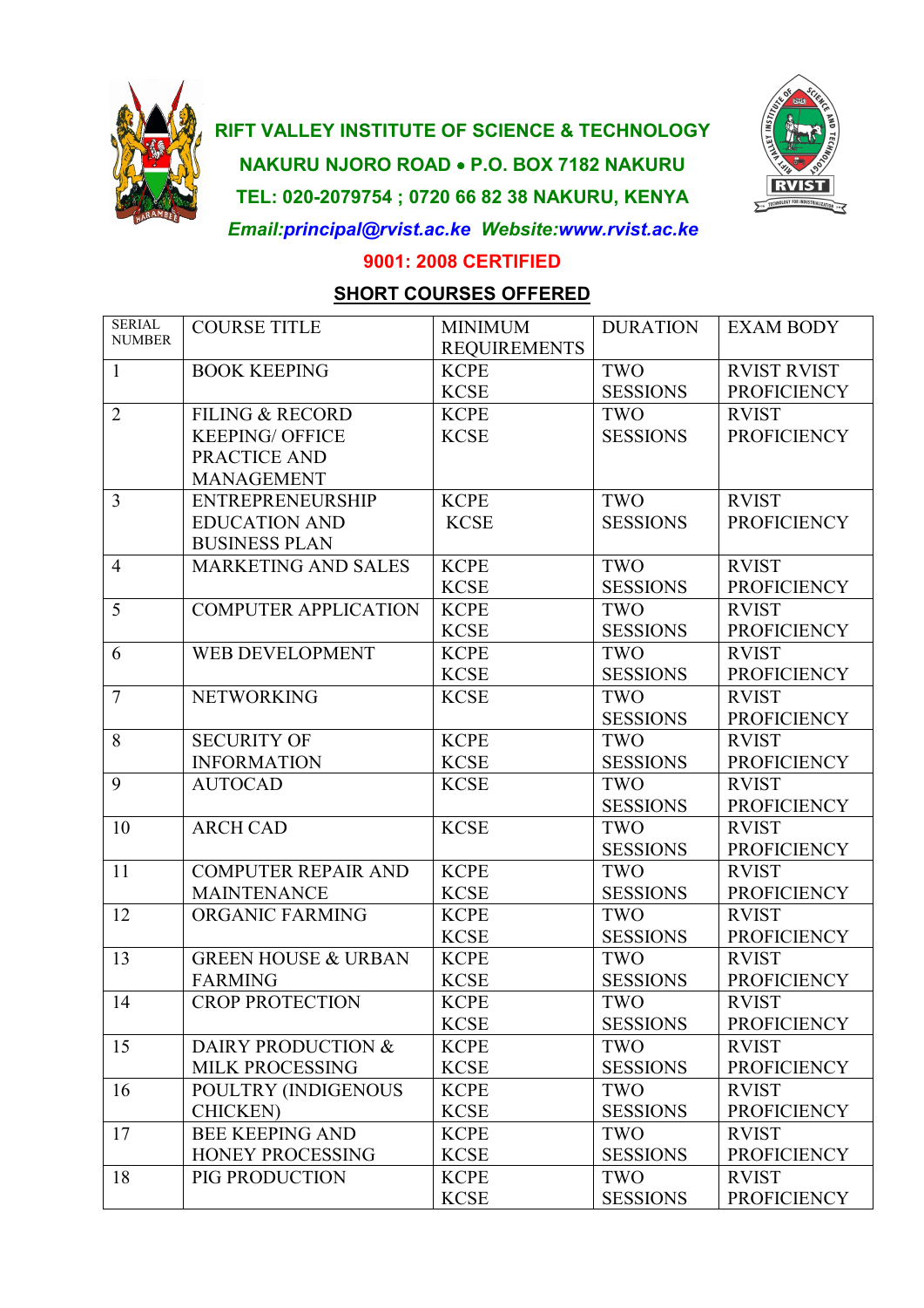**RIFT VALLEY INSTITUTE OF SCIENCE & TECHNOLOGY**

**NAKURU NJORO ROAD • P.O. BOX 7182 NAKURU**

**TEL: 020-2079754 ; 0720 66 82 38 NAKURU, KENYA**

***Email:principal@rvist.ac.ke Website:www.rvist.ac.ke***

**9001: 2008 CERTIFIED**

## SHORT COURSES OFFERED

| SERIAL NUMBER | COURSE TITLE | MINIMUM REQUIREMENTS | DURATION | EXAM BODY |
|---|---|---|---|---|
| 1 | BOOK KEEPING | KCPE KCSE | TWO SESSIONS | RVIST RVIST PROFICIENCY |
| 2 | FILING & RECORD KEEPING/ OFFICE PRACTICE AND MANAGEMENT | KCPE KCSE | TWO SESSIONS | RVIST PROFICIENCY |
| 3 | ENTREPRENEURSHIP EDUCATION AND BUSINESS PLAN | KCPE KCSE | TWO SESSIONS | RVIST PROFICIENCY |
| 4 | MARKETING AND SALES | KCPE KCSE | TWO SESSIONS | RVIST PROFICIENCY |
| 5 | COMPUTER APPLICATION | KCPE KCSE | TWO SESSIONS | RVIST PROFICIENCY |
| 6 | WEB DEVELOPMENT | KCPE KCSE | TWO SESSIONS | RVIST PROFICIENCY |
| 7 | NETWORKING | KCSE | TWO SESSIONS | RVIST PROFICIENCY |
| 8 | SECURITY OF INFORMATION | KCPE KCSE | TWO SESSIONS | RVIST PROFICIENCY |
| 9 | AUTOCAD | KCSE | TWO SESSIONS | RVIST PROFICIENCY |
| 10 | ARCH CAD | KCSE | TWO SESSIONS | RVIST PROFICIENCY |
| 11 | COMPUTER REPAIR AND MAINTENANCE | KCPE KCSE | TWO SESSIONS | RVIST PROFICIENCY |
| 12 | ORGANIC FARMING | KCPE KCSE | TWO SESSIONS | RVIST PROFICIENCY |
| 13 | GREEN HOUSE & URBAN FARMING | KCPE KCSE | TWO SESSIONS | RVIST PROFICIENCY |
| 14 | CROP PROTECTION | KCPE KCSE | TWO SESSIONS | RVIST PROFICIENCY |
| 15 | DAIRY PRODUCTION & MILK PROCESSING | KCPE KCSE | TWO SESSIONS | RVIST PROFICIENCY |
| 16 | POULTRY (INDIGENOUS CHICKEN) | KCPE KCSE | TWO SESSIONS | RVIST PROFICIENCY |
| 17 | BEE KEEPING AND HONEY PROCESSING | KCPE KCSE | TWO SESSIONS | RVIST PROFICIENCY |
| 18 | PIG PRODUCTION | KCPE KCSE | TWO SESSIONS | RVIST PROFICIENCY |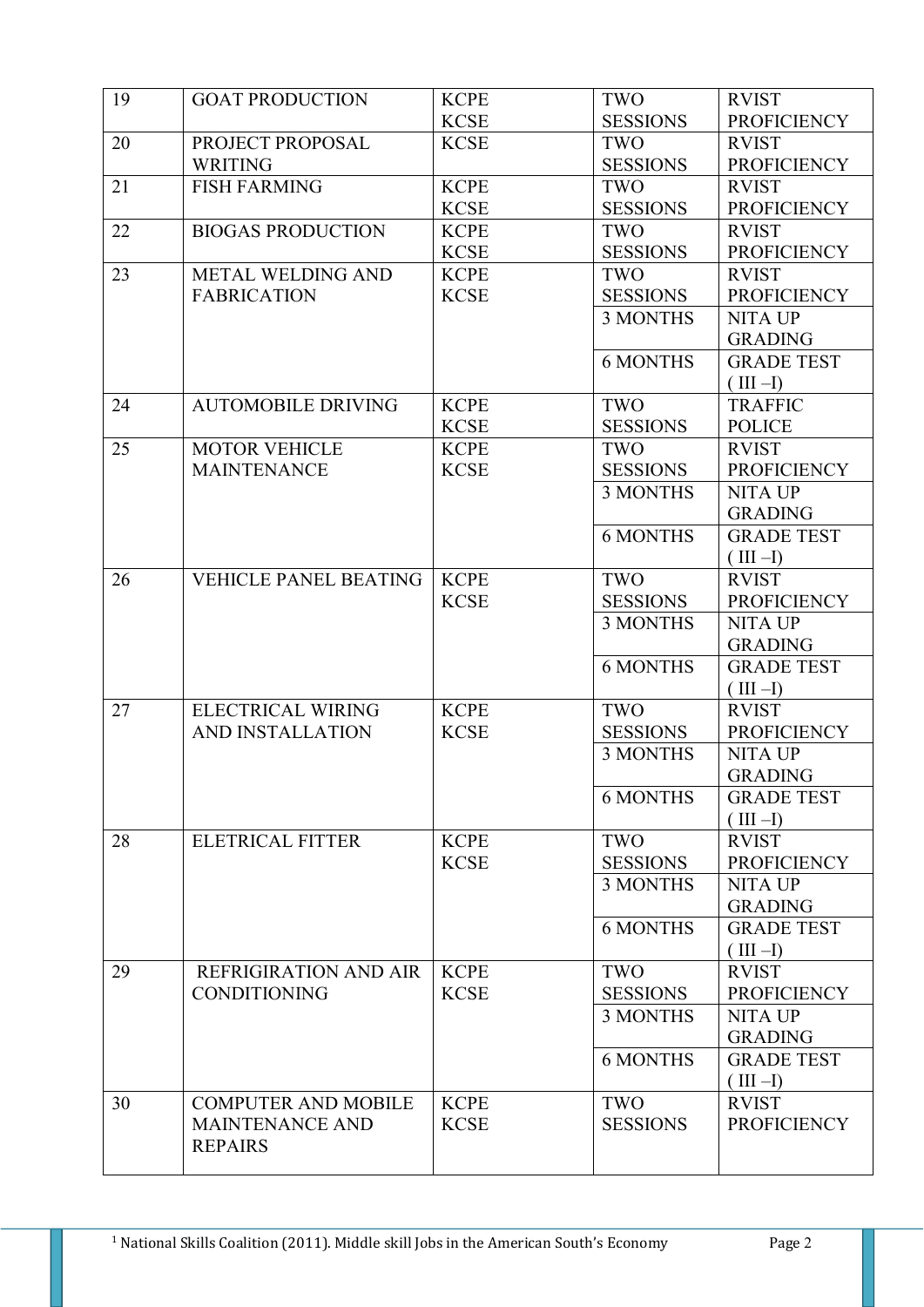| 19 | GOAT PRODUCTION | KCPE KCSE | TWO SESSIONS | RVIST PROFICIENCY |
|---|---|---|---|---|
| 20 | PROJECT PROPOSAL WRITING | KCSE | TWO SESSIONS | RVIST PROFICIENCY |
| 21 | FISH FARMING | KCPE KCSE | TWO SESSIONS | RVIST PROFICIENCY |
| 22 | BIOGAS PRODUCTION | KCPE KCSE | TWO SESSIONS | RVIST PROFICIENCY |
| 23 | METAL WELDING AND FABRICATION | KCPE KCSE | TWO SESSIONS | RVIST PROFICIENCY |
| | | | 3 MONTHS | NITA UP GRADING |
| | | | 6 MONTHS | GRADE TEST ( III –I) |
| 24 | AUTOMOBILE DRIVING | KCPE KCSE | TWO SESSIONS | TRAFFIC POLICE |
| 25 | MOTOR VEHICLE MAINTENANCE | KCPE KCSE | TWO SESSIONS | RVIST PROFICIENCY |
| | | | 3 MONTHS | NITA UP GRADING |
| | | | 6 MONTHS | GRADE TEST ( III –I) |
| 26 | VEHICLE PANEL BEATING | KCPE KCSE | TWO SESSIONS | RVIST PROFICIENCY |
| | | | 3 MONTHS | NITA UP GRADING |
| | | | 6 MONTHS | GRADE TEST ( III –I) |
| 27 | ELECTRICAL WIRING AND INSTALLATION | KCPE KCSE | TWO SESSIONS | RVIST PROFICIENCY |
| | | | 3 MONTHS | NITA UP GRADING |
| | | | 6 MONTHS | GRADE TEST ( III –I) |
| 28 | ELETRICAL FITTER | KCPE KCSE | TWO SESSIONS | RVIST PROFICIENCY |
| | | | 3 MONTHS | NITA UP GRADING |
| | | | 6 MONTHS | GRADE TEST ( III –I) |
| 29 | REFRIGIRATION AND AIR CONDITIONING | KCPE KCSE | TWO SESSIONS | RVIST PROFICIENCY |
| | | | 3 MONTHS | NITA UP GRADING |
| | | | 6 MONTHS | GRADE TEST ( III –I) |
| 30 | COMPUTER AND MOBILE MAINTENANCE AND REPAIRS | KCPE KCSE | TWO SESSIONS | RVIST PROFICIENCY |

[1] National Skills Coalition (2011). Middle skill Jobs in the American South's Economy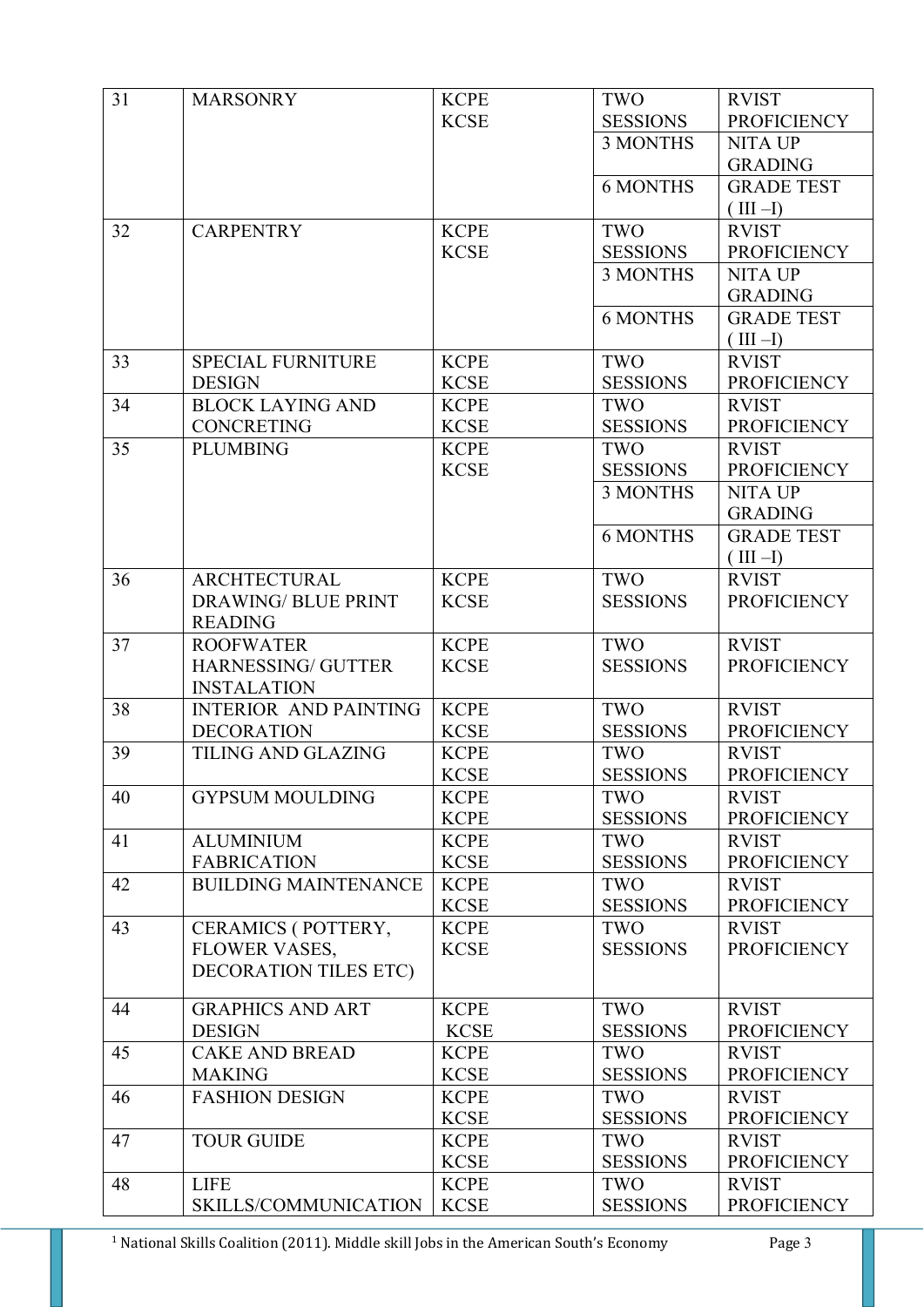| | | | | |
|---|---|---|---|---|
| 31 | MARSONRY | KCPE KCSE | TWO SESSIONS | RVIST PROFICIENCY |
| | | | 3 MONTHS | NITA UP GRADING |
| | | | 6 MONTHS | GRADE TEST ( III –I) |
| 32 | CARPENTRY | KCPE KCSE | TWO SESSIONS | RVIST PROFICIENCY |
| | | | 3 MONTHS | NITA UP GRADING |
| | | | 6 MONTHS | GRADE TEST ( III –I) |
| 33 | SPECIAL FURNITURE DESIGN | KCPE KCSE | TWO SESSIONS | RVIST PROFICIENCY |
| 34 | BLOCK LAYING AND CONCRETING | KCPE KCSE | TWO SESSIONS | RVIST PROFICIENCY |
| 35 | PLUMBING | KCPE KCSE | TWO SESSIONS | RVIST PROFICIENCY |
| | | | 3 MONTHS | NITA UP GRADING |
| | | | 6 MONTHS | GRADE TEST ( III –I) |
| 36 | ARCHTECTURAL DRAWING/ BLUE PRINT READING | KCPE KCSE | TWO SESSIONS | RVIST PROFICIENCY |
| 37 | ROOFWATER HARNESSING/ GUTTER INSTALATION | KCPE KCSE | TWO SESSIONS | RVIST PROFICIENCY |
| 38 | INTERIOR AND PAINTING DECORATION | KCPE KCSE | TWO SESSIONS | RVIST PROFICIENCY |
| 39 | TILING AND GLAZING | KCPE KCSE | TWO SESSIONS | RVIST PROFICIENCY |
| 40 | GYPSUM MOULDING | KCPE KCPE | TWO SESSIONS | RVIST PROFICIENCY |
| 41 | ALUMINIUM FABRICATION | KCPE KCSE | TWO SESSIONS | RVIST PROFICIENCY |
| 42 | BUILDING MAINTENANCE | KCPE KCSE | TWO SESSIONS | RVIST PROFICIENCY |
| 43 | CERAMICS ( POTTERY, FLOWER VASES, DECORATION TILES ETC) | KCPE KCSE | TWO SESSIONS | RVIST PROFICIENCY |
| 44 | GRAPHICS AND ART DESIGN | KCPE KCSE | TWO SESSIONS | RVIST PROFICIENCY |
| 45 | CAKE AND BREAD MAKING | KCPE KCSE | TWO SESSIONS | RVIST PROFICIENCY |
| 46 | FASHION DESIGN | KCPE KCSE | TWO SESSIONS | RVIST PROFICIENCY |
| 47 | TOUR GUIDE | KCPE KCSE | TWO SESSIONS | RVIST PROFICIENCY |
| 48 | LIFE SKILLS/COMMUNICATION | KCPE KCSE | TWO SESSIONS | RVIST PROFICIENCY |

[1] National Skills Coalition (2011). Middle skill Jobs in the American South's Economy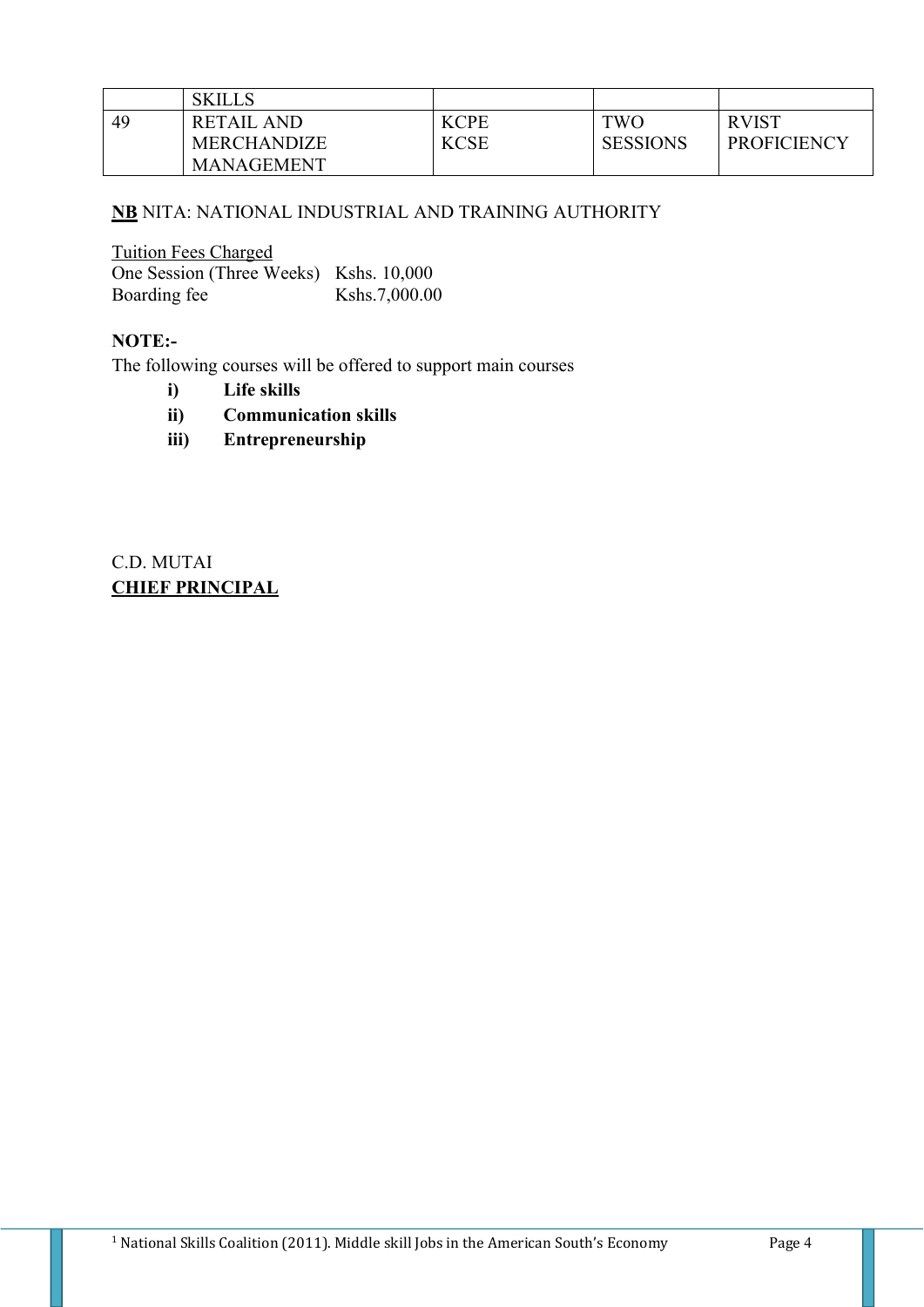| | | | | |
|---|---|---|---|---|
| | SKILLS | | | |
| 49 | RETAIL AND MERCHANDIZE MANAGEMENT | KCPE KCSE | TWO SESSIONS | RVIST PROFICIENCY |

**NB** NITA: NATIONAL INDUSTRIAL AND TRAINING AUTHORITY

Tuition Fees Charged
One Session (Three Weeks) Kshs. 10,000
Boarding fee Kshs.7,000.00

**NOTE:-**

The following courses will be offered to support main courses

i) **Life skills**
ii) **Communication skills**
iii) **Entrepreneurship**

C.D. MUTAI
**CHIEF PRINCIPAL**

[1] National Skills Coalition (2011). Middle skill Jobs in the American South's Economy